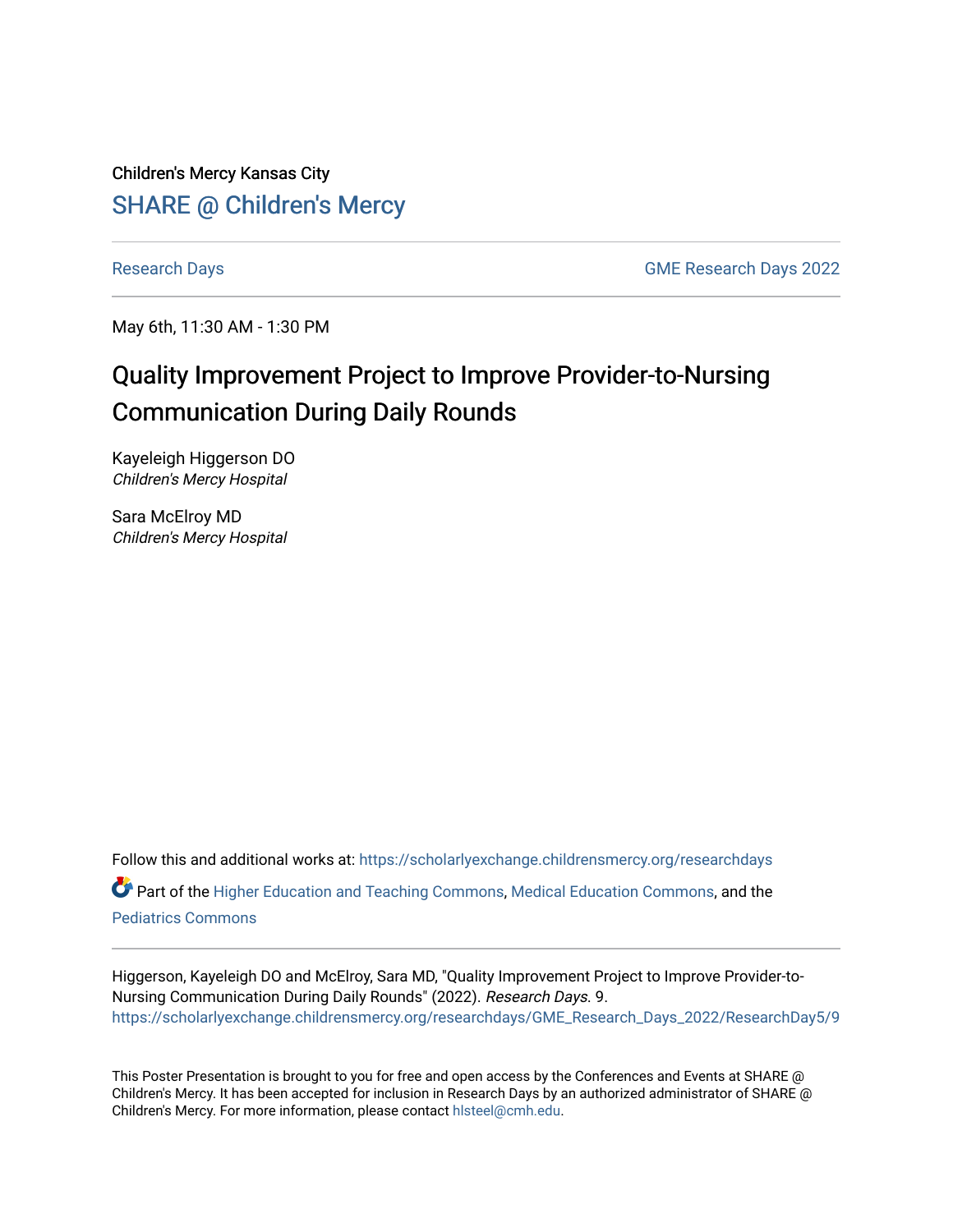Children's Mercy Kansas City

SHARE @ Children's Mercy

Research Days | GME Research Days 2022

May 6th, 11:30 AM - 1:30 PM

# Quality Improvement Project to Improve Provider-to-Nursing Communication During Daily Rounds

Kayeleigh Higgerson DO
*Children's Mercy Hospital*

Sara McElroy MD
*Children's Mercy Hospital*

Follow this and additional works at: https://scholarlyexchange.childrensmercy.org/researchdays

Part of the Higher Education and Teaching Commons, Medical Education Commons, and the Pediatrics Commons

Higgerson, Kayeleigh DO and McElroy, Sara MD, "Quality Improvement Project to Improve Provider-to-Nursing Communication During Daily Rounds" (2022). *Research Days.* 9.
https://scholarlyexchange.childrensmercy.org/researchdays/GME_Research_Days_2022/ResearchDay5/9

This Poster Presentation is brought to you for free and open access by the Conferences and Events at SHARE @ Children's Mercy. It has been accepted for inclusion in Research Days by an authorized administrator of SHARE @ Children's Mercy. For more information, please contact hlsteel@cmh.edu.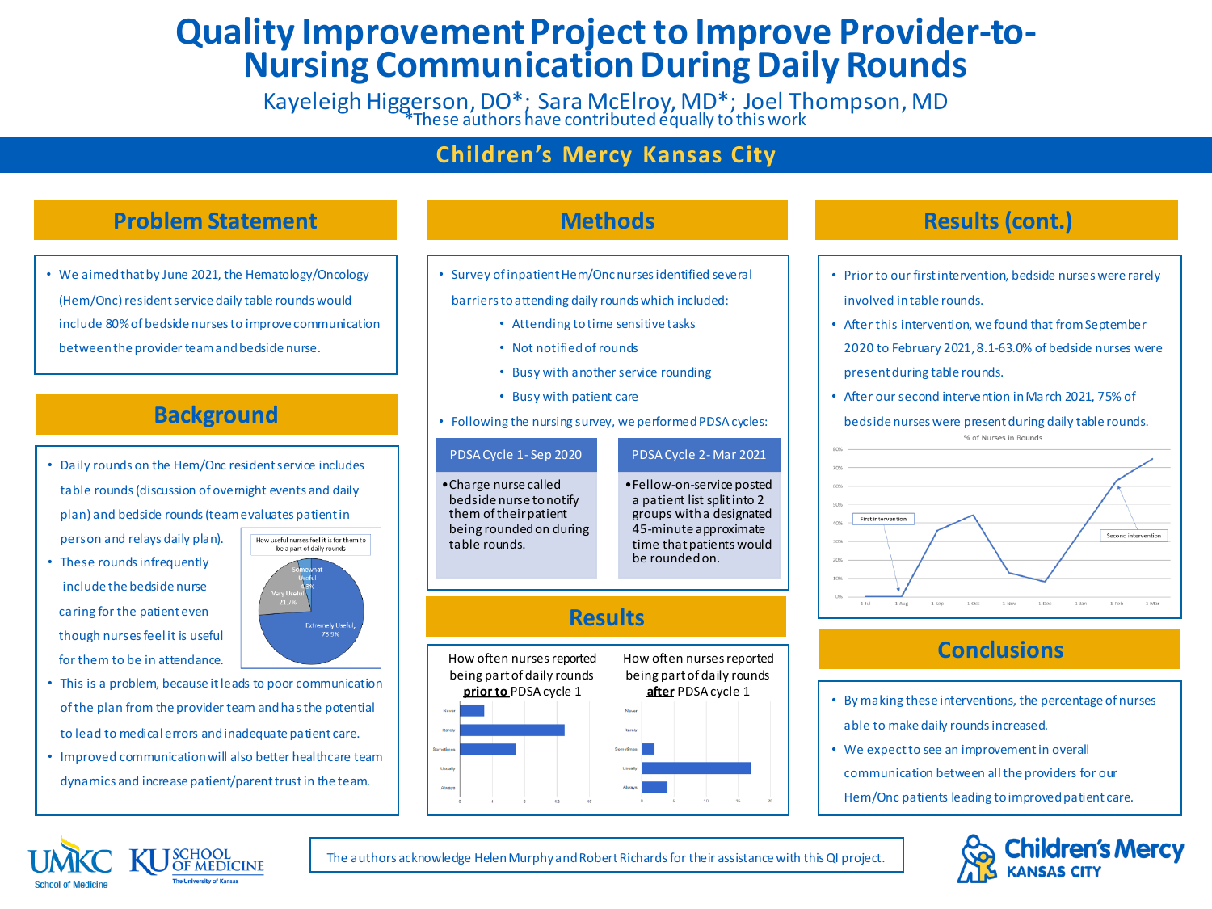# Quality Improvement Project to Improve Provider-to-Nursing Communication During Daily Rounds

Kayeleigh Higgerson, DO*; Sara McElroy, MD*; Joel Thompson, MD

*These authors have contributed equally to this work

**Children's Mercy Kansas City**

## Problem Statement

- We aimed that by June 2021, the Hematology/Oncology (Hem/Onc) resident service daily table rounds would include 80% of bedside nurses to improve communication between the provider team and bedside nurse.

## Background

- Daily rounds on the Hem/Onc resident service includes table rounds (discussion of overnight events and daily plan) and bedside rounds (team evaluates patient in person and relays daily plan).
- These rounds infrequently include the bedside nurse caring for the patient even though nurses feel it is useful for them to be in attendance.
- This is a problem, because it leads to poor communication of the plan from the provider team and has the potential to lead to medical errors and inadequate patient care.
- Improved communication will also better healthcare team dynamics and increase patient/parent trust in the team.

How useful nurses feel it is for them to be a part of daily rounds

Somewhat Useful 4.3%

Very Useful 21.7%

Extremely Useful, 73.9%

## Methods

- Survey of inpatient Hem/Onc nurses identified several barriers to attending daily rounds which included:
  - Attending to time sensitive tasks
  - Not notified of rounds
  - Busy with another service rounding
  - Busy with patient care
- Following the nursing survey, we performed PDSA cycles:

| PDSA Cycle 1 - Sep 2020 | PDSA Cycle 2 - Mar 2021 |
| --- | --- |
| Charge nurse called bedside nurse to notify them of their patient being rounded on during table rounds. | Fellow-on-service posted a patient list split into 2 groups with a designated 45-minute approximate time that patients would be rounded on. |

## Results

How often nurses reported being part of daily rounds **prior to** PDSA cycle 1

Never, Rarely, Sometimes, Usually, Always

0, 4, 8, 12, 16

How often nurses reported being part of daily rounds **after** PDSA cycle 1

Never, Rarely, Sometimes, Usually, Always

0, 5, 10, 15, 20

## Results (cont.)

- Prior to our first intervention, bedside nurses were rarely involved in table rounds.
- After this intervention, we found that from September 2020 to February 2021, 8.1-63.0% of bedside nurses were present during table rounds.
- After our second intervention in March 2021, 75% of bedside nurses were present during daily table rounds.

% of Nurses in Rounds

0%, 10%, 20%, 30%, 40%, 50%, 60%, 70%, 80%

1-Jul, 1-Aug, 1-Sep, 1-Oct, 1-Nov, 1-Dec, 1-Jan, 1-Feb, 1-Mar

First intervention

Second intervention

## Conclusions

- By making these interventions, the percentage of nurses able to make daily rounds increased.
- We expect to see an improvement in overall communication between all the providers for our Hem/Onc patients leading to improved patient care.

The authors acknowledge Helen Murphy and Robert Richards for their assistance with this QI project.

UMKC School of Medicine

KU School of Medicine The University of Kansas

Children's Mercy Kansas City